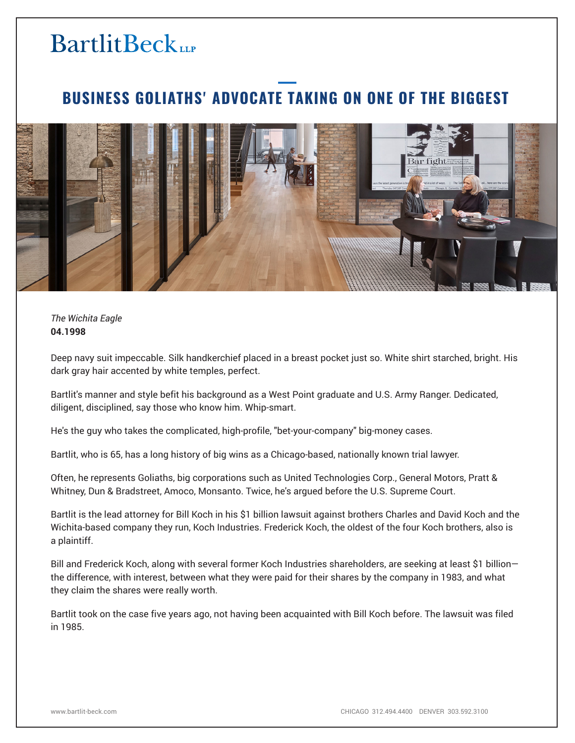# BUSINESS GOLIATHS' ADVOCATE TAKING ON ONE OF THE BIGGEST

*The Wichita Eagle*
**04.1998**

Deep navy suit impeccable. Silk handkerchief placed in a breast pocket just so. White shirt starched, bright. His dark gray hair accented by white temples, perfect.

Bartlit's manner and style befit his background as a West Point graduate and U.S. Army Ranger. Dedicated, diligent, disciplined, say those who know him. Whip-smart.

He's the guy who takes the complicated, high-profile, "bet-your-company" big-money cases.

Bartlit, who is 65, has a long history of big wins as a Chicago-based, nationally known trial lawyer.

Often, he represents Goliaths, big corporations such as United Technologies Corp., General Motors, Pratt & Whitney, Dun & Bradstreet, Amoco, Monsanto. Twice, he's argued before the U.S. Supreme Court.

Bartlit is the lead attorney for Bill Koch in his $1 billion lawsuit against brothers Charles and David Koch and the Wichita-based company they run, Koch Industries. Frederick Koch, the oldest of the four Koch brothers, also is a plaintiff.

Bill and Frederick Koch, along with several former Koch Industries shareholders, are seeking at least $1 billion—the difference, with interest, between what they were paid for their shares by the company in 1983, and what they claim the shares were really worth.

Bartlit took on the case five years ago, not having been acquainted with Bill Koch before. The lawsuit was filed in 1985.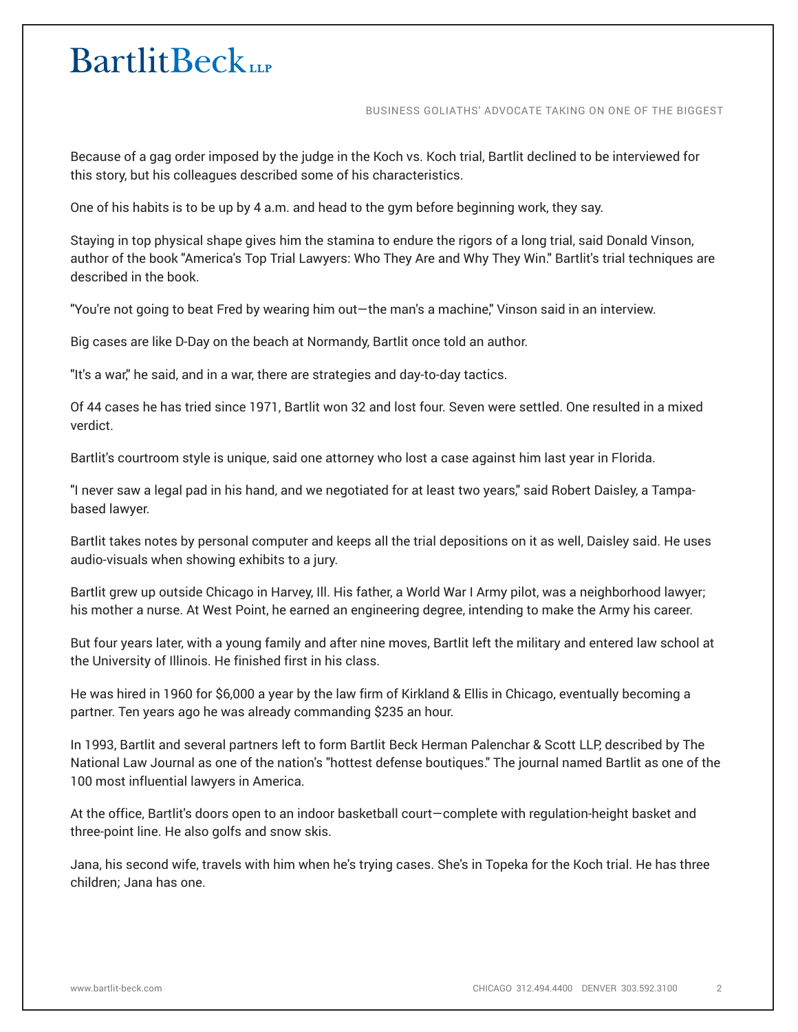Because of a gag order imposed by the judge in the Koch vs. Koch trial, Bartlit declined to be interviewed for this story, but his colleagues described some of his characteristics.

One of his habits is to be up by 4 a.m. and head to the gym before beginning work, they say.

Staying in top physical shape gives him the stamina to endure the rigors of a long trial, said Donald Vinson, author of the book "America's Top Trial Lawyers: Who They Are and Why They Win." Bartlit's trial techniques are described in the book.

"You're not going to beat Fred by wearing him out—the man's a machine," Vinson said in an interview.

Big cases are like D-Day on the beach at Normandy, Bartlit once told an author.

"It's a war," he said, and in a war, there are strategies and day-to-day tactics.

Of 44 cases he has tried since 1971, Bartlit won 32 and lost four. Seven were settled. One resulted in a mixed verdict.

Bartlit's courtroom style is unique, said one attorney who lost a case against him last year in Florida.

"I never saw a legal pad in his hand, and we negotiated for at least two years," said Robert Daisley, a Tampa-based lawyer.

Bartlit takes notes by personal computer and keeps all the trial depositions on it as well, Daisley said. He uses audio-visuals when showing exhibits to a jury.

Bartlit grew up outside Chicago in Harvey, Ill. His father, a World War I Army pilot, was a neighborhood lawyer; his mother a nurse. At West Point, he earned an engineering degree, intending to make the Army his career.

But four years later, with a young family and after nine moves, Bartlit left the military and entered law school at the University of Illinois. He finished first in his class.

He was hired in 1960 for $6,000 a year by the law firm of Kirkland & Ellis in Chicago, eventually becoming a partner. Ten years ago he was already commanding $235 an hour.

In 1993, Bartlit and several partners left to form Bartlit Beck Herman Palenchar & Scott LLP, described by The National Law Journal as one of the nation's "hottest defense boutiques." The journal named Bartlit as one of the 100 most influential lawyers in America.

At the office, Bartlit's doors open to an indoor basketball court—complete with regulation-height basket and three-point line. He also golfs and snow skis.

Jana, his second wife, travels with him when he's trying cases. She's in Topeka for the Koch trial. He has three children; Jana has one.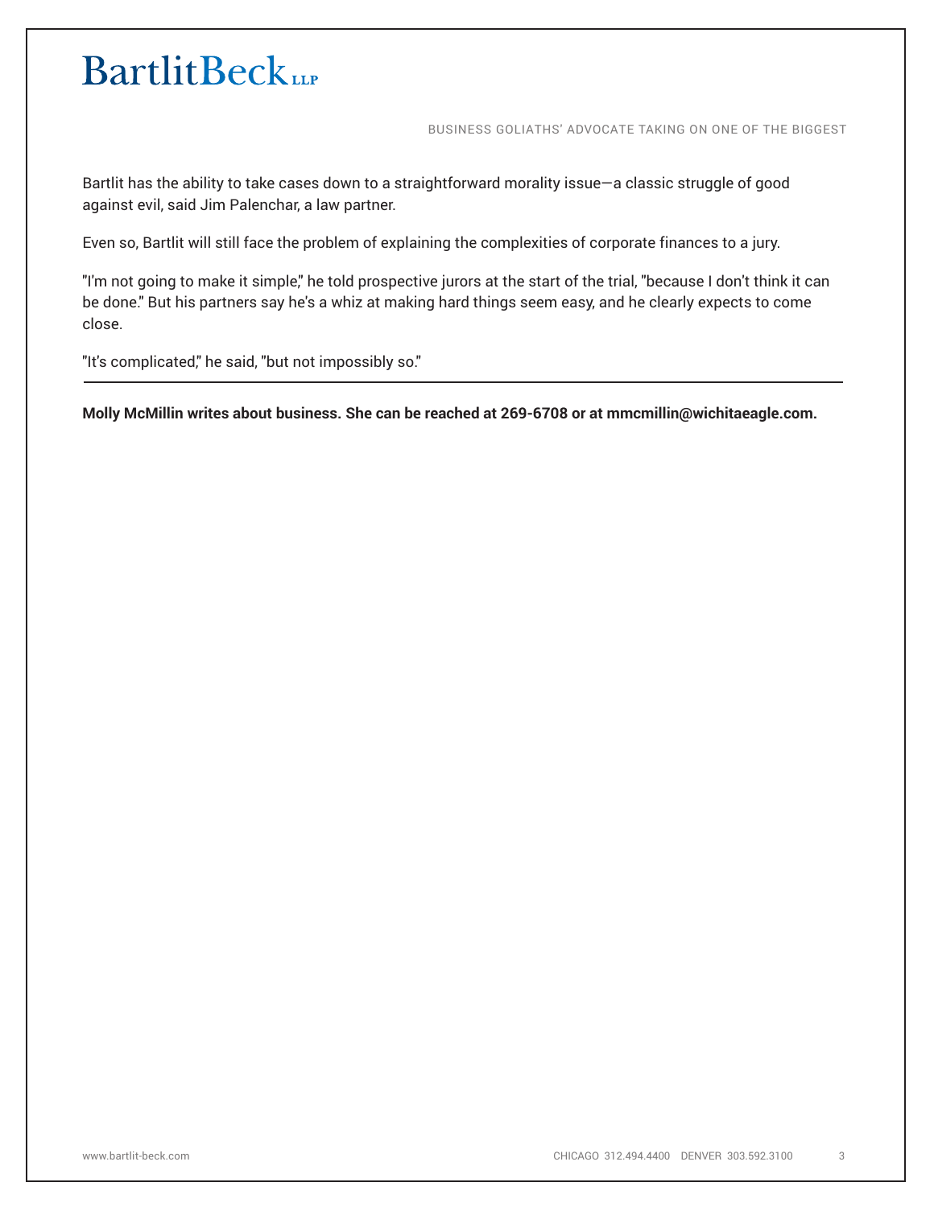Bartlit has the ability to take cases down to a straightforward morality issue—a classic struggle of good against evil, said Jim Palenchar, a law partner.

Even so, Bartlit will still face the problem of explaining the complexities of corporate finances to a jury.

"I'm not going to make it simple," he told prospective jurors at the start of the trial, "because I don't think it can be done." But his partners say he's a whiz at making hard things seem easy, and he clearly expects to come close.

"It's complicated," he said, "but not impossibly so."

---

**Molly McMillin writes about business. She can be reached at 269-6708 or at mmcmillin@wichitaeagle.com.**